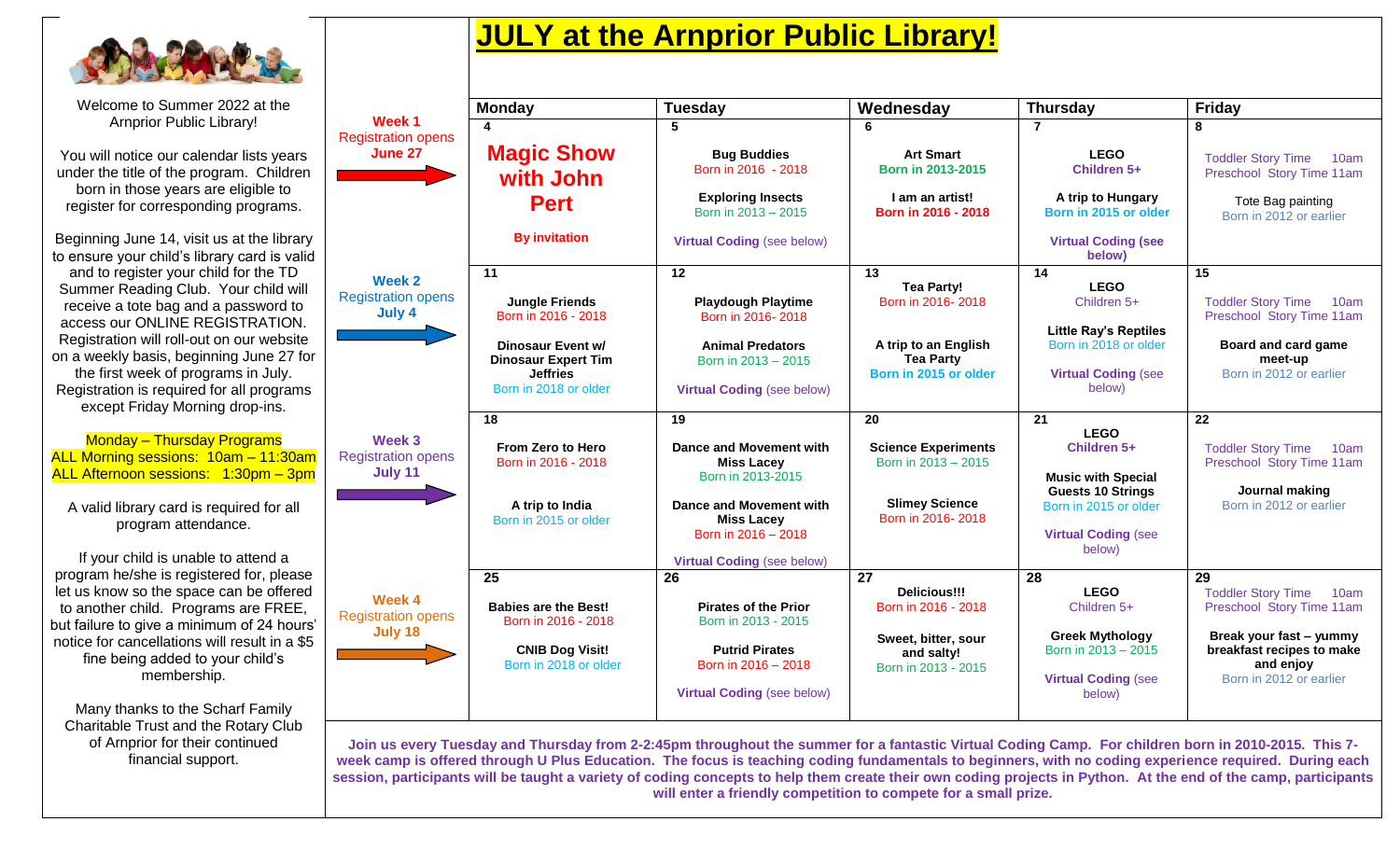# JULY at the Arnprior Public Library!

Welcome to Summer 2022 at the Arnprior Public Library!

You will notice our calendar lists years under the title of the program. Children born in those years are eligible to register for corresponding programs.

Beginning June 14, visit us at the library to ensure your child's library card is valid and to register your child for the TD Summer Reading Club. Your child will receive a tote bag and a password to access our ONLINE REGISTRATION. Registration will roll-out on our website on a weekly basis, beginning June 27 for the first week of programs in July. Registration is required for all programs except Friday Morning drop-ins.

Monday – Thursday Programs
ALL Morning sessions: 10am – 11:30am
ALL Afternoon sessions: 1:30pm – 3pm

A valid library card is required for all program attendance.

If your child is unable to attend a program he/she is registered for, please let us know so the space can be offered to another child. Programs are FREE, but failure to give a minimum of 24 hours' notice for cancellations will result in a $5 fine being added to your child's membership.

Many thanks to the Scharf Family Charitable Trust and the Rotary Club of Arnprior for their continued financial support.

| | Monday | Tuesday | Wednesday | Thursday | Friday |
|---|---|---|---|---|---|
| **Week 1** Registration opens **June 27** | **4** **Magic Show with John Pert** **By invitation** | **5** **Bug Buddies** Born in 2016 - 2018 **Exploring Insects** Born in 2013 – 2015 **Virtual Coding** (see below) | **6** **Art Smart** **Born in 2013-2015** **I am an artist!** **Born in 2016 - 2018** | **7** **LEGO** **Children 5+** **A trip to Hungary** **Born in 2015 or older** **Virtual Coding (see below)** | **8** Toddler Story Time 10am Preschool Story Time 11am Tote Bag painting Born in 2012 or earlier |
| **Week 2** Registration opens **July 4** | **11** **Jungle Friends** Born in 2016 - 2018 **Dinosaur Event w/ Dinosaur Expert Tim Jeffries** Born in 2018 or older | **12** **Playdough Playtime** Born in 2016- 2018 **Animal Predators** Born in 2013 – 2015 **Virtual Coding** (see below) | **13** **Tea Party!** Born in 2016- 2018 **A trip to an English Tea Party** **Born in 2015 or older** | **14** **LEGO** Children 5+ **Little Ray's Reptiles** Born in 2018 or older **Virtual Coding** (see below) | **15** Toddler Story Time 10am Preschool Story Time 11am **Board and card game meet-up** Born in 2012 or earlier |
| **Week 3** Registration opens **July 11** | **18** **From Zero to Hero** Born in 2016 - 2018 **A trip to India** Born in 2015 or older | **19** **Dance and Movement with Miss Lacey** Born in 2013-2015 **Dance and Movement with Miss Lacey** Born in 2016 – 2018 **Virtual Coding** (see below) | **20** **Science Experiments** Born in 2013 – 2015 **Slimey Science** Born in 2016- 2018 | **21** **LEGO** **Children 5+** **Music with Special Guests 10 Strings** Born in 2015 or older **Virtual Coding** (see below) | **22** Toddler Story Time 10am Preschool Story Time 11am **Journal making** Born in 2012 or earlier |
| **Week 4** Registration opens **July 18** | **25** **Babies are the Best!** Born in 2016 - 2018 **CNIB Dog Visit!** Born in 2018 or older | **26** **Pirates of the Prior** Born in 2013 - 2015 **Putrid Pirates** Born in 2016 – 2018 **Virtual Coding** (see below) | **27** **Delicious!!!** Born in 2016 - 2018 **Sweet, bitter, sour and salty!** Born in 2013 - 2015 | **28** **LEGO** Children 5+ **Greek Mythology** Born in 2013 – 2015 **Virtual Coding** (see below) | **29** Toddler Story Time 10am Preschool Story Time 11am **Break your fast – yummy breakfast recipes to make and enjoy** Born in 2012 or earlier |

**Join us every Tuesday and Thursday from 2-2:45pm throughout the summer for a fantastic Virtual Coding Camp. For children born in 2010-2015. This 7-week camp is offered through U Plus Education. The focus is teaching coding fundamentals to beginners, with no coding experience required. During each session, participants will be taught a variety of coding concepts to help them create their own coding projects in Python. At the end of the camp, participants will enter a friendly competition to compete for a small prize.**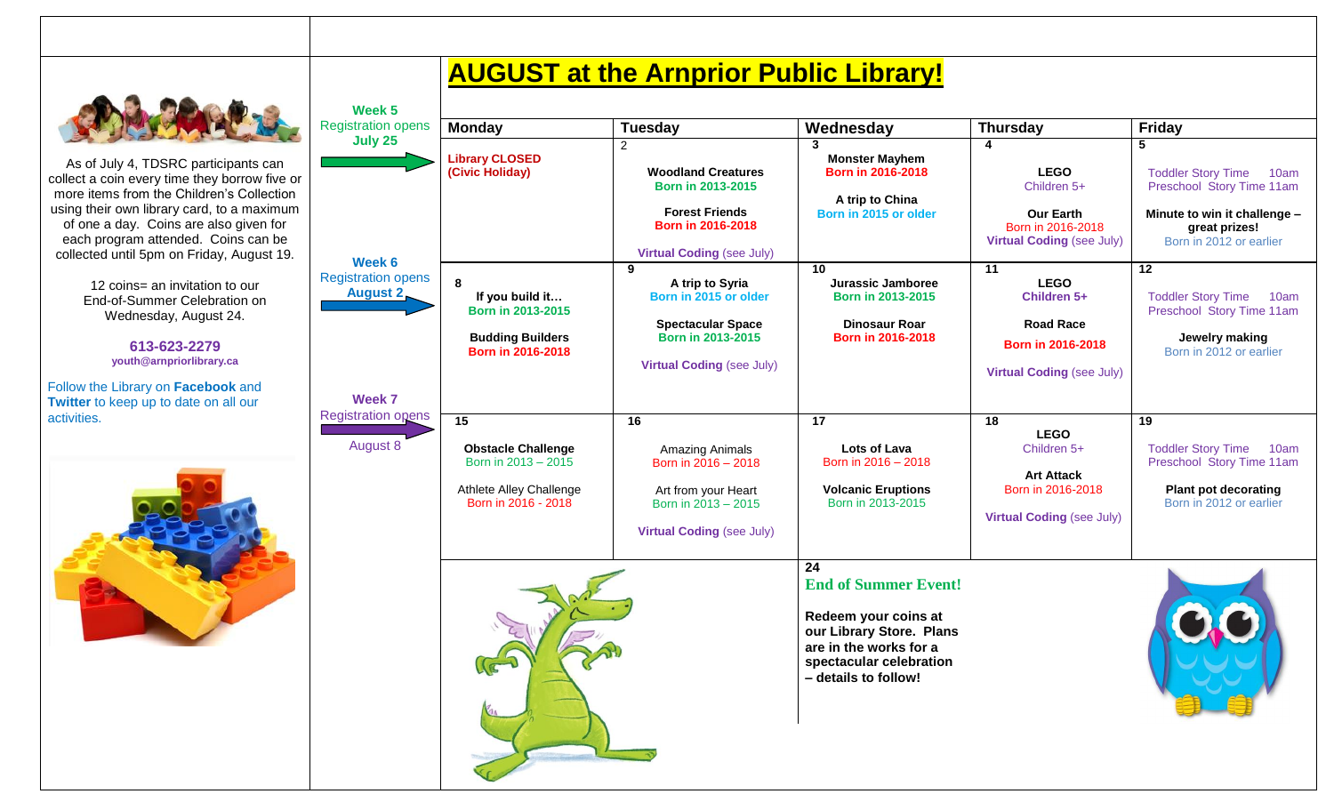As of July 4, TDSRC participants can collect a coin every time they borrow five or more items from the Children's Collection using their own library card, to a maximum of one a day. Coins are also given for each program attended. Coins can be collected until 5pm on Friday, August 19.

12 coins= an invitation to our End-of-Summer Celebration on Wednesday, August 24.

**613-623-2279**
**youth@arnpriorlibrary.ca**

Follow the Library on **Facebook** and **Twitter** to keep up to date on all our activities.

**Week 5**
Registration opens
**July 25**

**Week 6**
Registration opens
**August 2**

**Week 7**
Registration opens
August 8

# AUGUST at the Arnprior Public Library!

| Monday | Tuesday | Wednesday | Thursday | Friday |
|---|---|---|---|---|
| **Library CLOSED (Civic Holiday)** | 2<br>**Woodland Creatures**<br>**Born in 2013-2015**<br>**Forest Friends**<br>**Born in 2016-2018**<br>**Virtual Coding** (see July) | 3<br>**Monster Mayhem**<br>**Born in 2016-2018**<br>**A trip to China**<br>**Born in 2015 or older** | 4<br>**LEGO**<br>Children 5+<br>**Our Earth**<br>Born in 2016-2018<br>**Virtual Coding** (see July) | 5<br>Toddler Story Time 10am<br>Preschool Story Time 11am<br>**Minute to win it challenge – great prizes!**<br>Born in 2012 or earlier |
| 8<br>**If you build it…**<br>**Born in 2013-2015**<br>**Budding Builders**<br>**Born in 2016-2018** | 9<br>**A trip to Syria**<br>**Born in 2015 or older**<br>**Spectacular Space**<br>**Born in 2013-2015**<br>**Virtual Coding** (see July) | 10<br>**Jurassic Jamboree**<br>**Born in 2013-2015**<br>**Dinosaur Roar**<br>**Born in 2016-2018** | 11<br>**LEGO**<br>**Children 5+**<br>**Road Race**<br>**Born in 2016-2018**<br>**Virtual Coding** (see July) | 12<br>Toddler Story Time 10am<br>Preschool Story Time 11am<br>**Jewelry making**<br>Born in 2012 or earlier |
| 15<br>**Obstacle Challenge**<br>Born in 2013 – 2015<br>Athlete Alley Challenge<br>Born in 2016 - 2018 | 16<br>Amazing Animals<br>Born in 2016 – 2018<br>Art from your Heart<br>Born in 2013 – 2015<br>**Virtual Coding** (see July) | 17<br>**Lots of Lava**<br>Born in 2016 – 2018<br>**Volcanic Eruptions**<br>Born in 2013-2015 | 18<br>**LEGO**<br>Children 5+<br>**Art Attack**<br>Born in 2016-2018<br>**Virtual Coding** (see July) | 19<br>Toddler Story Time 10am<br>Preschool Story Time 11am<br>**Plant pot decorating**<br>Born in 2012 or earlier |
| | | 24<br>**End of Summer Event!**<br>**Redeem your coins at our Library Store. Plans are in the works for a spectacular celebration – details to follow!** | | |